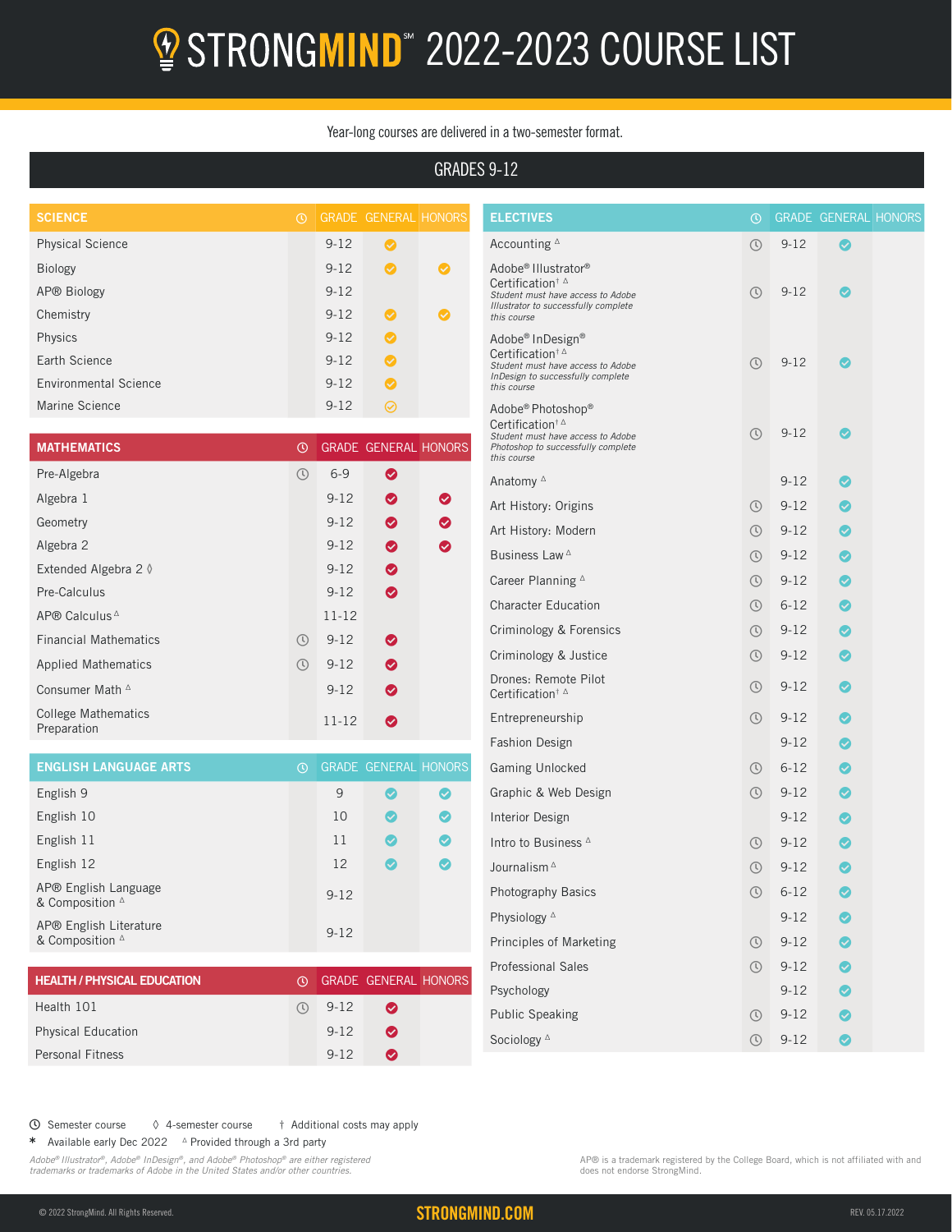# STRONGMIND℠ 2022-2023 COURSE LIST

Year-long courses are delivered in a two-semester format.

## GRADES 9-12

| SCIENCE | ◷ | GRADE | GENERAL | HONORS |
|---|---|---|---|---|
| Physical Science | | 9-12 | ✓ | |
| Biology | | 9-12 | ✓ | ✓ |
| AP® Biology | | 9-12 | | |
| Chemistry | | 9-12 | ✓ | ✓ |
| Physics | | 9-12 | ✓ | |
| Earth Science | | 9-12 | ✓ | |
| Environmental Science | | 9-12 | ✓ | |
| Marine Science | | 9-12 | ✓ | |

| MATHEMATICS | ◷ | GRADE | GENERAL | HONORS |
|---|---|---|---|---|
| Pre-Algebra | ◷ | 6-9 | ✓ | |
| Algebra 1 | | 9-12 | ✓ | ✓ |
| Geometry | | 9-12 | ✓ | ✓ |
| Algebra 2 | | 9-12 | ✓ | ✓ |
| Extended Algebra 2 ◊ | | 9-12 | ✓ | |
| Pre-Calculus | | 9-12 | ✓ | |
| AP® Calculus ▵ | | 11-12 | | |
| Financial Mathematics | ◷ | 9-12 | ✓ | |
| Applied Mathematics | ◷ | 9-12 | ✓ | |
| Consumer Math ▵ | | 9-12 | ✓ | |
| College Mathematics Preparation | | 11-12 | ✓ | |

| ENGLISH LANGUAGE ARTS | ◷ | GRADE | GENERAL | HONORS |
|---|---|---|---|---|
| English 9 | | 9 | ✓ | ✓ |
| English 10 | | 10 | ✓ | ✓ |
| English 11 | | 11 | ✓ | ✓ |
| English 12 | | 12 | ✓ | ✓ |
| AP® English Language & Composition ▵ | | 9-12 | | |
| AP® English Literature & Composition ▵ | | 9-12 | | |

| HEALTH / PHYSICAL EDUCATION | ◷ | GRADE | GENERAL | HONORS |
|---|---|---|---|---|
| Health 101 | ◷ | 9-12 | ✓ | |
| Physical Education | | 9-12 | ✓ | |
| Personal Fitness | | 9-12 | ✓ | |

| ELECTIVES | ◷ | GRADE | GENERAL | HONORS |
|---|---|---|---|---|
| Accounting ▵ | ◷ | 9-12 | ✓ | |
| Adobe® Illustrator® Certification† ▵ *Student must have access to Adobe Illustrator to successfully complete this course* | ◷ | 9-12 | ✓ | |
| Adobe® InDesign® Certification† ▵ *Student must have access to Adobe InDesign to successfully complete this course* | ◷ | 9-12 | ✓ | |
| Adobe® Photoshop® Certification† ▵ *Student must have access to Adobe Photoshop to successfully complete this course* | ◷ | 9-12 | ✓ | |
| Anatomy ▵ | | 9-12 | ✓ | |
| Art History: Origins | ◷ | 9-12 | ✓ | |
| Art History: Modern | ◷ | 9-12 | ✓ | |
| Business Law ▵ | ◷ | 9-12 | ✓ | |
| Career Planning ▵ | ◷ | 9-12 | ✓ | |
| Character Education | ◷ | 6-12 | ✓ | |
| Criminology & Forensics | ◷ | 9-12 | ✓ | |
| Criminology & Justice | ◷ | 9-12 | ✓ | |
| Drones: Remote Pilot Certification† ▵ | ◷ | 9-12 | ✓ | |
| Entrepreneurship | ◷ | 9-12 | ✓ | |
| Fashion Design | | 9-12 | ✓ | |
| Gaming Unlocked | ◷ | 6-12 | ✓ | |
| Graphic & Web Design | ◷ | 9-12 | ✓ | |
| Interior Design | | 9-12 | ✓ | |
| Intro to Business ▵ | ◷ | 9-12 | ✓ | |
| Journalism ▵ | ◷ | 9-12 | ✓ | |
| Photography Basics | ◷ | 6-12 | ✓ | |
| Physiology ▵ | | 9-12 | ✓ | |
| Principles of Marketing | ◷ | 9-12 | ✓ | |
| Professional Sales | ◷ | 9-12 | ✓ | |
| Psychology | | 9-12 | ✓ | |
| Public Speaking | ◷ | 9-12 | ✓ | |
| Sociology ▵ | ◷ | 9-12 | ✓ | |

◷ Semester course ◊ 4-semester course † Additional costs may apply
* Available early Dec 2022 ▵ Provided through a 3rd party

*Adobe® Illustrator®, Adobe® InDesign®, and Adobe® Photoshop® are either registered trademarks or trademarks of Adobe in the United States and/or other countries.*

AP® is a trademark registered by the College Board, which is not affiliated with and does not endorse StrongMind.

© 2022 StrongMind. All Rights Reserved. STRONGMIND.COM REV. 05.17.2022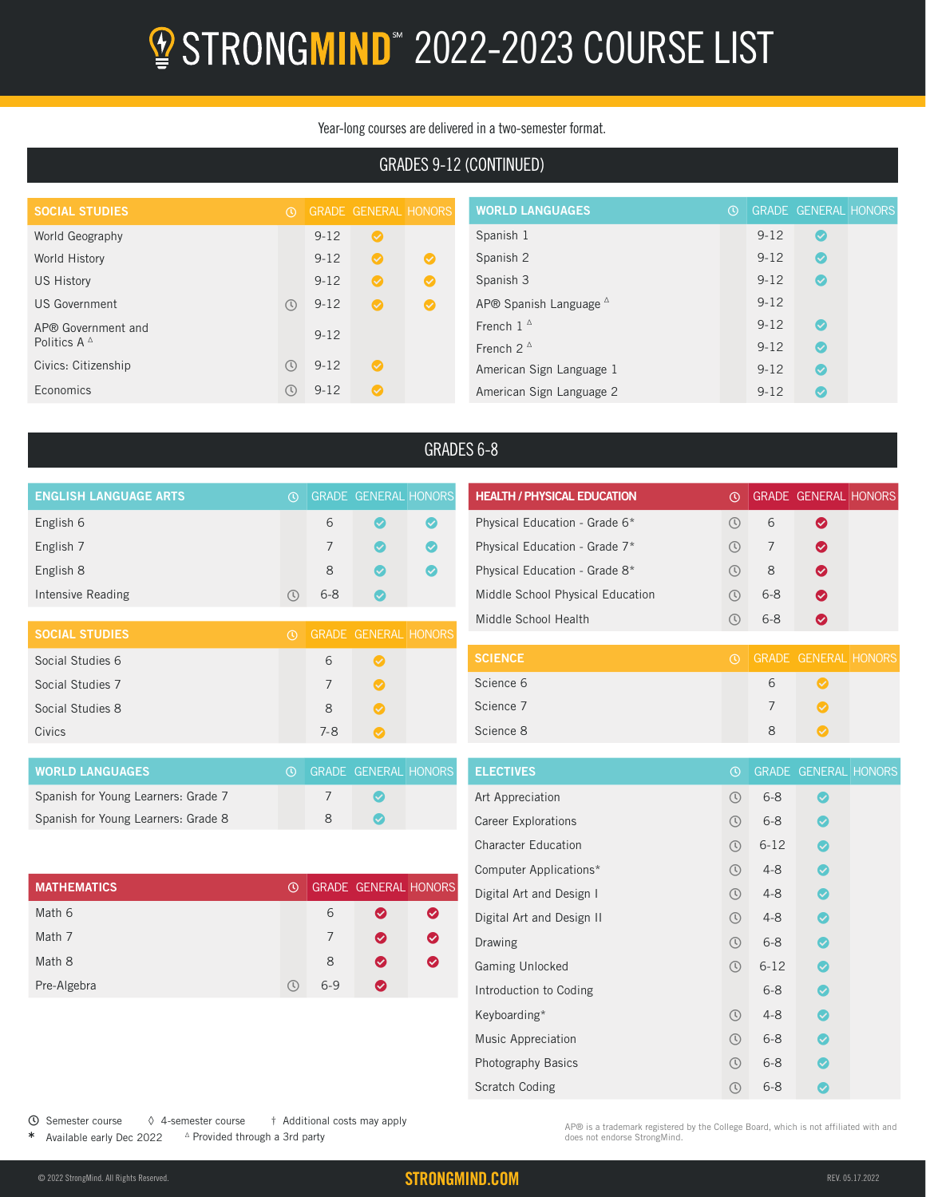# STRONGMIND℠ 2022-2023 COURSE LIST

Year-long courses are delivered in a two-semester format.

## GRADES 9-12 (CONTINUED)

| SOCIAL STUDIES | ◷ | GRADE | GENERAL | HONORS |
|---|---|---|---|---|
| World Geography | | 9-12 | ✓ | |
| World History | | 9-12 | ✓ | ✓ |
| US History | | 9-12 | ✓ | ✓ |
| US Government | ◷ | 9-12 | ✓ | ✓ |
| AP® Government and Politics A △ | | 9-12 | | |
| Civics: Citizenship | ◷ | 9-12 | ✓ | |
| Economics | ◷ | 9-12 | ✓ | |

| WORLD LANGUAGES | ◷ | GRADE | GENERAL | HONORS |
|---|---|---|---|---|
| Spanish 1 | | 9-12 | ✓ | |
| Spanish 2 | | 9-12 | ✓ | |
| Spanish 3 | | 9-12 | ✓ | |
| AP® Spanish Language △ | | 9-12 | | |
| French 1 △ | | 9-12 | ✓ | |
| French 2 △ | | 9-12 | ✓ | |
| American Sign Language 1 | | 9-12 | ✓ | |
| American Sign Language 2 | | 9-12 | ✓ | |

## GRADES 6-8

| ENGLISH LANGUAGE ARTS | ◷ | GRADE | GENERAL | HONORS |
|---|---|---|---|---|
| English 6 | | 6 | ✓ | ✓ |
| English 7 | | 7 | ✓ | ✓ |
| English 8 | | 8 | ✓ | ✓ |
| Intensive Reading | ◷ | 6-8 | ✓ | |

| HEALTH / PHYSICAL EDUCATION | ◷ | GRADE | GENERAL | HONORS |
|---|---|---|---|---|
| Physical Education - Grade 6* | ◷ | 6 | ✓ | |
| Physical Education - Grade 7* | ◷ | 7 | ✓ | |
| Physical Education - Grade 8* | ◷ | 8 | ✓ | |
| Middle School Physical Education | ◷ | 6-8 | ✓ | |
| Middle School Health | ◷ | 6-8 | ✓ | |

| SOCIAL STUDIES | ◷ | GRADE | GENERAL | HONORS |
|---|---|---|---|---|
| Social Studies 6 | | 6 | ✓ | |
| Social Studies 7 | | 7 | ✓ | |
| Social Studies 8 | | 8 | ✓ | |
| Civics | | 7-8 | ✓ | |

| SCIENCE | ◷ | GRADE | GENERAL | HONORS |
|---|---|---|---|---|
| Science 6 | | 6 | ✓ | |
| Science 7 | | 7 | ✓ | |
| Science 8 | | 8 | ✓ | |

| WORLD LANGUAGES | ◷ | GRADE | GENERAL | HONORS |
|---|---|---|---|---|
| Spanish for Young Learners: Grade 7 | | 7 | ✓ | |
| Spanish for Young Learners: Grade 8 | | 8 | ✓ | |

| MATHEMATICS | ◷ | GRADE | GENERAL | HONORS |
|---|---|---|---|---|
| Math 6 | | 6 | ✓ | ✓ |
| Math 7 | | 7 | ✓ | ✓ |
| Math 8 | | 8 | ✓ | ✓ |
| Pre-Algebra | ◷ | 6-9 | ✓ | |

| ELECTIVES | ◷ | GRADE | GENERAL | HONORS |
|---|---|---|---|---|
| Art Appreciation | ◷ | 6-8 | ✓ | |
| Career Explorations | ◷ | 6-8 | ✓ | |
| Character Education | ◷ | 6-12 | ✓ | |
| Computer Applications* | ◷ | 4-8 | ✓ | |
| Digital Art and Design I | ◷ | 4-8 | ✓ | |
| Digital Art and Design II | ◷ | 4-8 | ✓ | |
| Drawing | ◷ | 6-8 | ✓ | |
| Gaming Unlocked | ◷ | 6-12 | ✓ | |
| Introduction to Coding | | 6-8 | ✓ | |
| Keyboarding* | ◷ | 4-8 | ✓ | |
| Music Appreciation | ◷ | 6-8 | ✓ | |
| Photography Basics | ◷ | 6-8 | ✓ | |
| Scratch Coding | ◷ | 6-8 | ✓ | |

◷ Semester course ◊ 4-semester course † Additional costs may apply
\* Available early Dec 2022 △ Provided through a 3rd party

AP® is a trademark registered by the College Board, which is not affiliated with and does not endorse StrongMind.

© 2022 StrongMind. All Rights Reserved. STRONGMIND.COM REV. 05.17.2022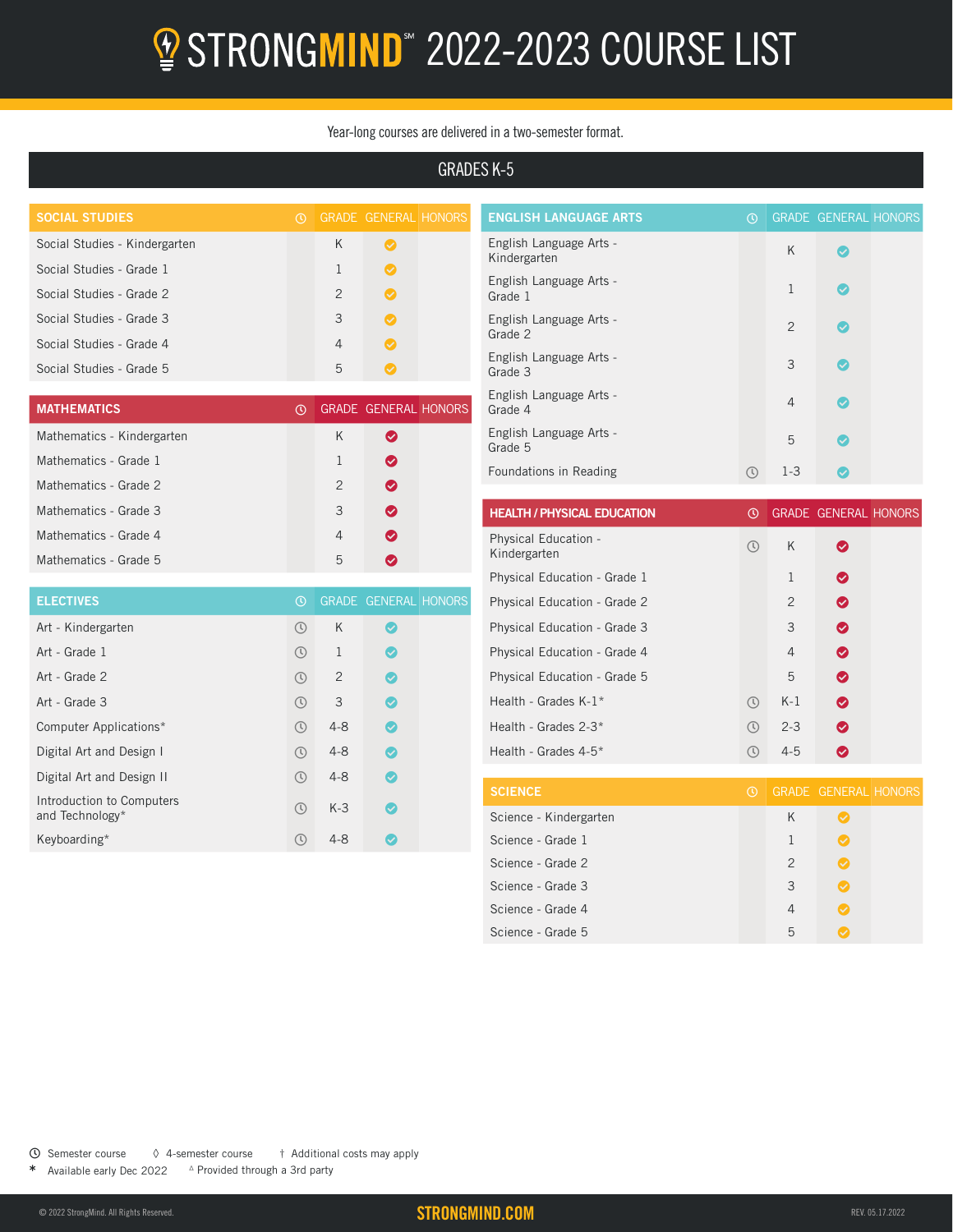# STRONGMIND[SM] 2022-2023 COURSE LIST

Year-long courses are delivered in a two-semester format.

## GRADES K-5

| SOCIAL STUDIES | Semester | GRADE | GENERAL | HONORS |
|---|---|---|---|---|
| Social Studies - Kindergarten | | K | ✓ | |
| Social Studies - Grade 1 | | 1 | ✓ | |
| Social Studies - Grade 2 | | 2 | ✓ | |
| Social Studies - Grade 3 | | 3 | ✓ | |
| Social Studies - Grade 4 | | 4 | ✓ | |
| Social Studies - Grade 5 | | 5 | ✓ | |

| MATHEMATICS | Semester | GRADE | GENERAL | HONORS |
|---|---|---|---|---|
| Mathematics - Kindergarten | | K | ✓ | |
| Mathematics - Grade 1 | | 1 | ✓ | |
| Mathematics - Grade 2 | | 2 | ✓ | |
| Mathematics - Grade 3 | | 3 | ✓ | |
| Mathematics - Grade 4 | | 4 | ✓ | |
| Mathematics - Grade 5 | | 5 | ✓ | |

| ELECTIVES | Semester | GRADE | GENERAL | HONORS |
|---|---|---|---|---|
| Art - Kindergarten | ✓ | K | ✓ | |
| Art - Grade 1 | ✓ | 1 | ✓ | |
| Art - Grade 2 | ✓ | 2 | ✓ | |
| Art - Grade 3 | ✓ | 3 | ✓ | |
| Computer Applications* | ✓ | 4-8 | ✓ | |
| Digital Art and Design I | ✓ | 4-8 | ✓ | |
| Digital Art and Design II | ✓ | 4-8 | ✓ | |
| Introduction to Computers and Technology* | ✓ | K-3 | ✓ | |
| Keyboarding* | ✓ | 4-8 | ✓ | |

| ENGLISH LANGUAGE ARTS | Semester | GRADE | GENERAL | HONORS |
|---|---|---|---|---|
| English Language Arts - Kindergarten | | K | ✓ | |
| English Language Arts - Grade 1 | | 1 | ✓ | |
| English Language Arts - Grade 2 | | 2 | ✓ | |
| English Language Arts - Grade 3 | | 3 | ✓ | |
| English Language Arts - Grade 4 | | 4 | ✓ | |
| English Language Arts - Grade 5 | | 5 | ✓ | |
| Foundations in Reading | ✓ | 1-3 | ✓ | |

| HEALTH / PHYSICAL EDUCATION | Semester | GRADE | GENERAL | HONORS |
|---|---|---|---|---|
| Physical Education - Kindergarten | ✓ | K | ✓ | |
| Physical Education - Grade 1 | | 1 | ✓ | |
| Physical Education - Grade 2 | | 2 | ✓ | |
| Physical Education - Grade 3 | | 3 | ✓ | |
| Physical Education - Grade 4 | | 4 | ✓ | |
| Physical Education - Grade 5 | | 5 | ✓ | |
| Health - Grades K-1* | ✓ | K-1 | ✓ | |
| Health - Grades 2-3* | ✓ | 2-3 | ✓ | |
| Health - Grades 4-5* | ✓ | 4-5 | ✓ | |

| SCIENCE | Semester | GRADE | GENERAL | HONORS |
|---|---|---|---|---|
| Science - Kindergarten | | K | ✓ | |
| Science - Grade 1 | | 1 | ✓ | |
| Science - Grade 2 | | 2 | ✓ | |
| Science - Grade 3 | | 3 | ✓ | |
| Science - Grade 4 | | 4 | ✓ | |
| Science - Grade 5 | | 5 | ✓ | |

Semester course ◊ 4-semester course † Additional costs may apply
* Available early Dec 2022 △ Provided through a 3rd party

© 2022 StrongMind. All Rights Reserved. STRONGMIND.COM REV. 05.17.2022